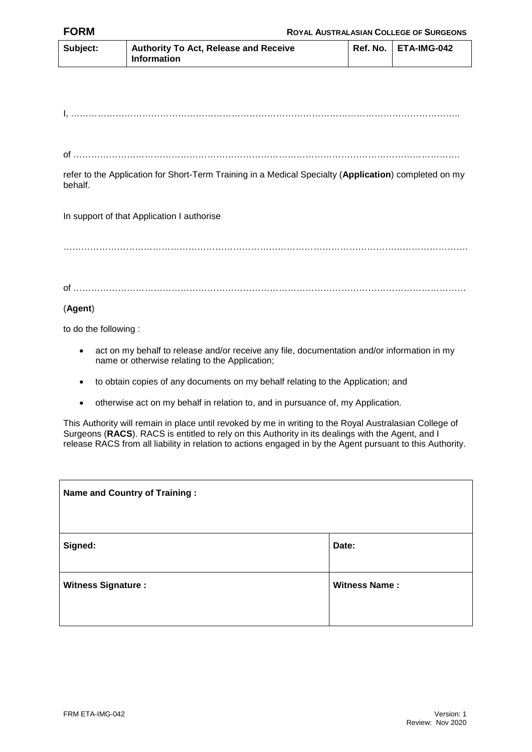**FORM** **ROYAL AUSTRALASIAN COLLEGE OF SURGEONS**

| Subject: | Authority To Act, Release and Receive Information | Ref. No. | ETA-IMG-042 |
|---|---|---|---|

I, ……………………………………………………………………………………………………………..

of ………………………………………………………………………………………………………………

refer to the Application for Short-Term Training in a Medical Specialty (**Application**) completed on my behalf.

In support of that Application I authorise

…………………………………………………………………………………………………………………

of ………………………………………………………………………………………………………………

(**Agent**)

to do the following :

- act on my behalf to release and/or receive any file, documentation and/or information in my name or otherwise relating to the Application;
- to obtain copies of any documents on my behalf relating to the Application; and
- otherwise act on my behalf in relation to, and in pursuance of, my Application.

This Authority will remain in place until revoked by me in writing to the Royal Australasian College of Surgeons (**RACS**). RACS is entitled to rely on this Authority in its dealings with the Agent, and I release RACS from all liability in relation to actions engaged in by the Agent pursuant to this Authority.

| **Name and Country of Training :** | |
|---|---|
| **Signed:** | **Date:** |
| **Witness Signature :** | **Witness Name :** |

FRM ETA-IMG-042 Version: 1
Review: Nov 2020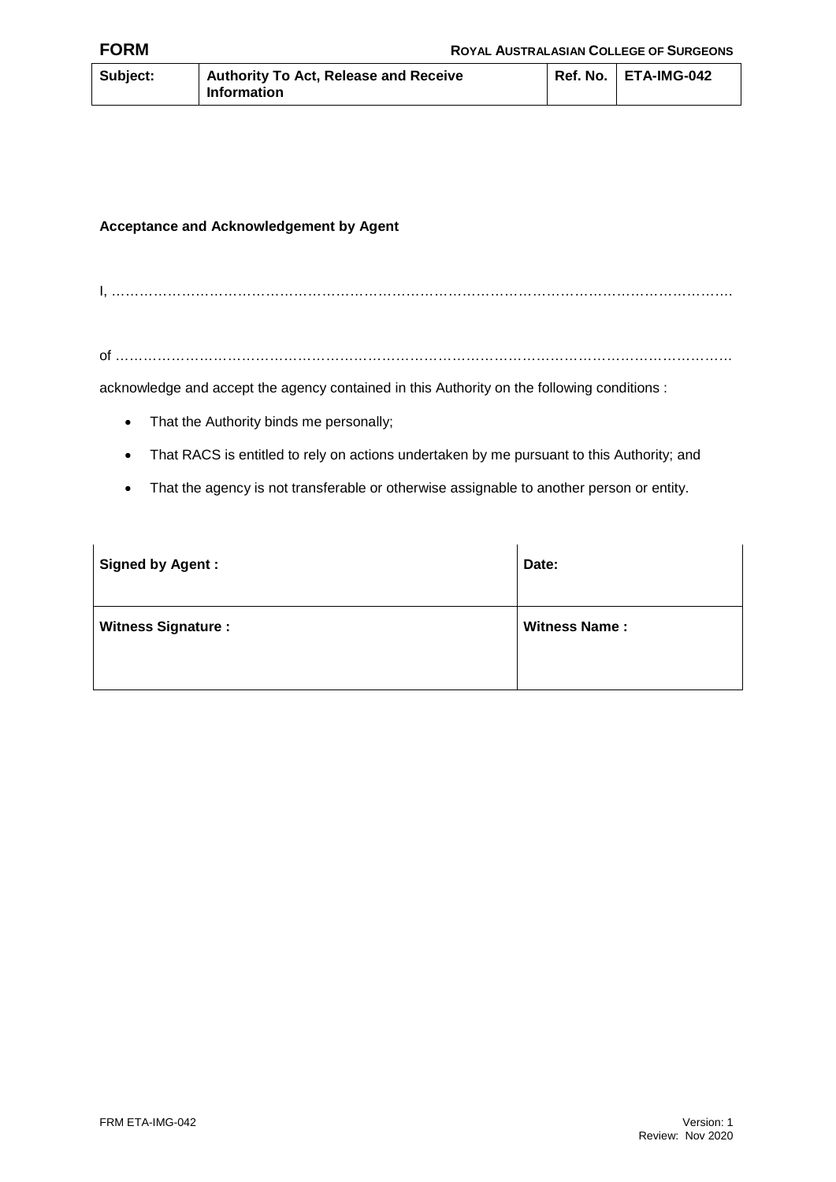**Acceptance and Acknowledgement by Agent**

I, …………………………………………………………………………………………………………………….

of ……………………………………………………………………………………………………………………

acknowledge and accept the agency contained in this Authority on the following conditions :

- That the Authority binds me personally;
- That RACS is entitled to rely on actions undertaken by me pursuant to this Authority; and
- That the agency is not transferable or otherwise assignable to another person or entity.

| | |
|---|---|
| **Signed by Agent :** | **Date:** |
| **Witness Signature :** | **Witness Name :** |